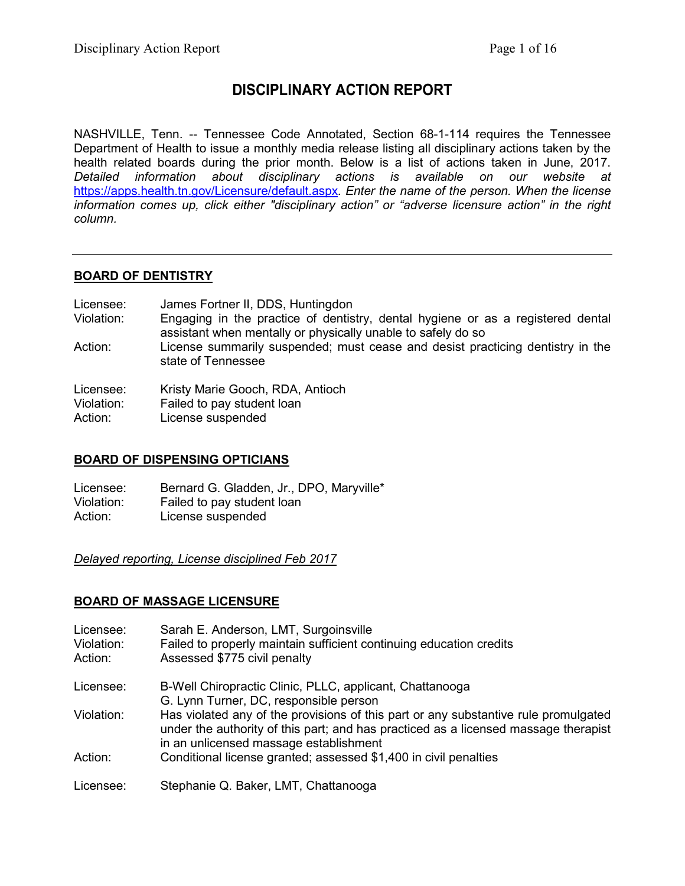# DISCIPLINARY ACTION REPORT

NASHVILLE, Tenn. -- Tennessee Code Annotated, Section 68-1-114 requires the Tennessee Department of Health to issue a monthly media release listing all disciplinary actions taken by the health related boards during the prior month. Below is a list of actions taken in June, 2017. *Detailed information about disciplinary actions is available on our website at* https://apps.health.tn.gov/Licensure/default.aspx*. Enter the name of the person. When the license information comes up, click either "disciplinary action" or "adverse licensure action" in the right column.*

---

## BOARD OF DENTISTRY

Licensee: James Fortner II, DDS, Huntingdon
Violation: Engaging in the practice of dentistry, dental hygiene or as a registered dental assistant when mentally or physically unable to safely do so
Action: License summarily suspended; must cease and desist practicing dentistry in the state of Tennessee

Licensee: Kristy Marie Gooch, RDA, Antioch
Violation: Failed to pay student loan
Action: License suspended

## BOARD OF DISPENSING OPTICIANS

Licensee: Bernard G. Gladden, Jr., DPO, Maryville*
Violation: Failed to pay student loan
Action: License suspended

*Delayed reporting, License disciplined Feb 2017*

## BOARD OF MASSAGE LICENSURE

Licensee: Sarah E. Anderson, LMT, Surgoinsville
Violation: Failed to properly maintain sufficient continuing education credits
Action: Assessed $775 civil penalty

Licensee: B-Well Chiropractic Clinic, PLLC, applicant, Chattanooga
G. Lynn Turner, DC, responsible person
Violation: Has violated any of the provisions of this part or any substantive rule promulgated under the authority of this part; and has practiced as a licensed massage therapist in an unlicensed massage establishment
Action: Conditional license granted; assessed $1,400 in civil penalties

Licensee: Stephanie Q. Baker, LMT, Chattanooga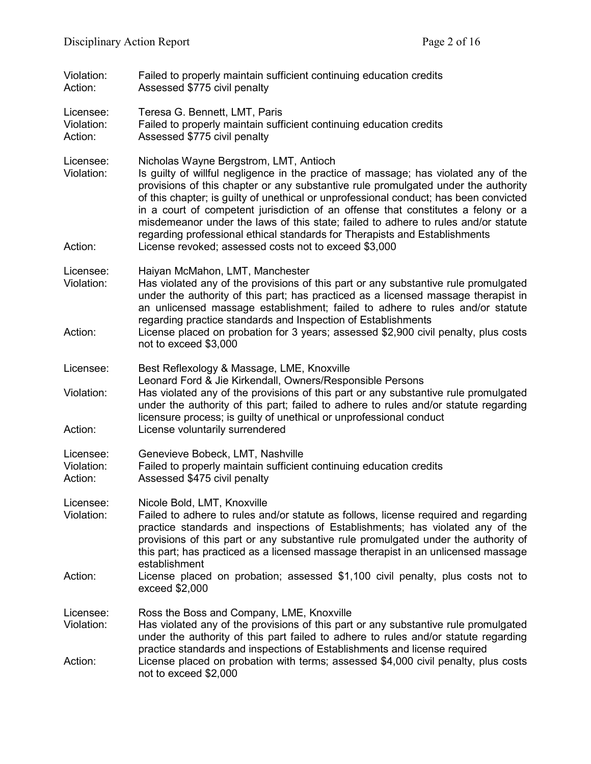Violation: Failed to properly maintain sufficient continuing education credits
Action: Assessed $775 civil penalty

Licensee: Teresa G. Bennett, LMT, Paris
Violation: Failed to properly maintain sufficient continuing education credits
Action: Assessed $775 civil penalty

Licensee: Nicholas Wayne Bergstrom, LMT, Antioch
Violation: Is guilty of willful negligence in the practice of massage; has violated any of the provisions of this chapter or any substantive rule promulgated under the authority of this chapter; is guilty of unethical or unprofessional conduct; has been convicted in a court of competent jurisdiction of an offense that constitutes a felony or a misdemeanor under the laws of this state; failed to adhere to rules and/or statute regarding professional ethical standards for Therapists and Establishments
Action: License revoked; assessed costs not to exceed $3,000

Licensee: Haiyan McMahon, LMT, Manchester
Violation: Has violated any of the provisions of this part or any substantive rule promulgated under the authority of this part; has practiced as a licensed massage therapist in an unlicensed massage establishment; failed to adhere to rules and/or statute regarding practice standards and Inspection of Establishments
Action: License placed on probation for 3 years; assessed $2,900 civil penalty, plus costs not to exceed $3,000

Licensee: Best Reflexology & Massage, LME, Knoxville
Leonard Ford & Jie Kirkendall, Owners/Responsible Persons
Violation: Has violated any of the provisions of this part or any substantive rule promulgated under the authority of this part; failed to adhere to rules and/or statute regarding licensure process; is guilty of unethical or unprofessional conduct
Action: License voluntarily surrendered

Licensee: Genevieve Bobeck, LMT, Nashville
Violation: Failed to properly maintain sufficient continuing education credits
Action: Assessed $475 civil penalty

Licensee: Nicole Bold, LMT, Knoxville
Violation: Failed to adhere to rules and/or statute as follows, license required and regarding practice standards and inspections of Establishments; has violated any of the provisions of this part or any substantive rule promulgated under the authority of this part; has practiced as a licensed massage therapist in an unlicensed massage establishment
Action: License placed on probation; assessed $1,100 civil penalty, plus costs not to exceed $2,000

Licensee: Ross the Boss and Company, LME, Knoxville
Violation: Has violated any of the provisions of this part or any substantive rule promulgated under the authority of this part failed to adhere to rules and/or statute regarding practice standards and inspections of Establishments and license required
Action: License placed on probation with terms; assessed $4,000 civil penalty, plus costs not to exceed $2,000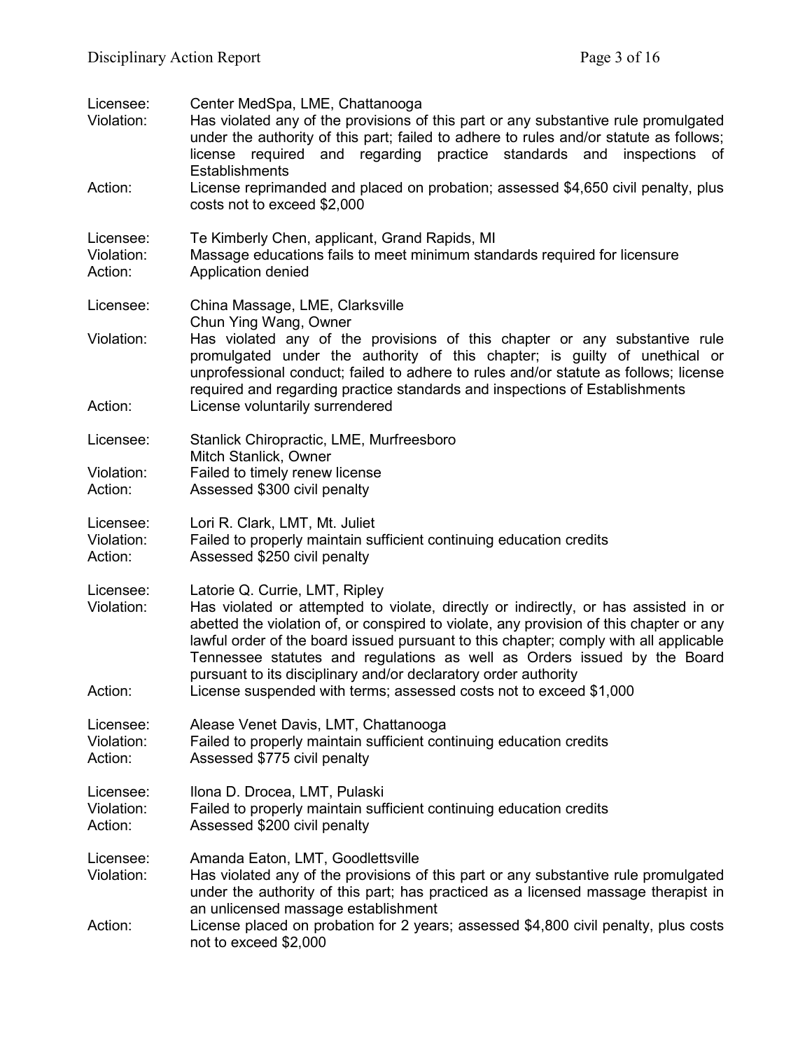Licensee: Center MedSpa, LME, Chattanooga
Violation: Has violated any of the provisions of this part or any substantive rule promulgated under the authority of this part; failed to adhere to rules and/or statute as follows; license required and regarding practice standards and inspections of Establishments
Action: License reprimanded and placed on probation; assessed $4,650 civil penalty, plus costs not to exceed $2,000

Licensee: Te Kimberly Chen, applicant, Grand Rapids, MI
Violation: Massage educations fails to meet minimum standards required for licensure
Action: Application denied

Licensee: China Massage, LME, Clarksville
Chun Ying Wang, Owner
Violation: Has violated any of the provisions of this chapter or any substantive rule promulgated under the authority of this chapter; is guilty of unethical or unprofessional conduct; failed to adhere to rules and/or statute as follows; license required and regarding practice standards and inspections of Establishments
Action: License voluntarily surrendered

Licensee: Stanlick Chiropractic, LME, Murfreesboro
Mitch Stanlick, Owner
Violation: Failed to timely renew license
Action: Assessed $300 civil penalty

Licensee: Lori R. Clark, LMT, Mt. Juliet
Violation: Failed to properly maintain sufficient continuing education credits
Action: Assessed $250 civil penalty

Licensee: Latorie Q. Currie, LMT, Ripley
Violation: Has violated or attempted to violate, directly or indirectly, or has assisted in or abetted the violation of, or conspired to violate, any provision of this chapter or any lawful order of the board issued pursuant to this chapter; comply with all applicable Tennessee statutes and regulations as well as Orders issued by the Board pursuant to its disciplinary and/or declaratory order authority
Action: License suspended with terms; assessed costs not to exceed $1,000

Licensee: Alease Venet Davis, LMT, Chattanooga
Violation: Failed to properly maintain sufficient continuing education credits
Action: Assessed $775 civil penalty

Licensee: Ilona D. Drocea, LMT, Pulaski
Violation: Failed to properly maintain sufficient continuing education credits
Action: Assessed $200 civil penalty

Licensee: Amanda Eaton, LMT, Goodlettsville
Violation: Has violated any of the provisions of this part or any substantive rule promulgated under the authority of this part; has practiced as a licensed massage therapist in an unlicensed massage establishment
Action: License placed on probation for 2 years; assessed $4,800 civil penalty, plus costs not to exceed $2,000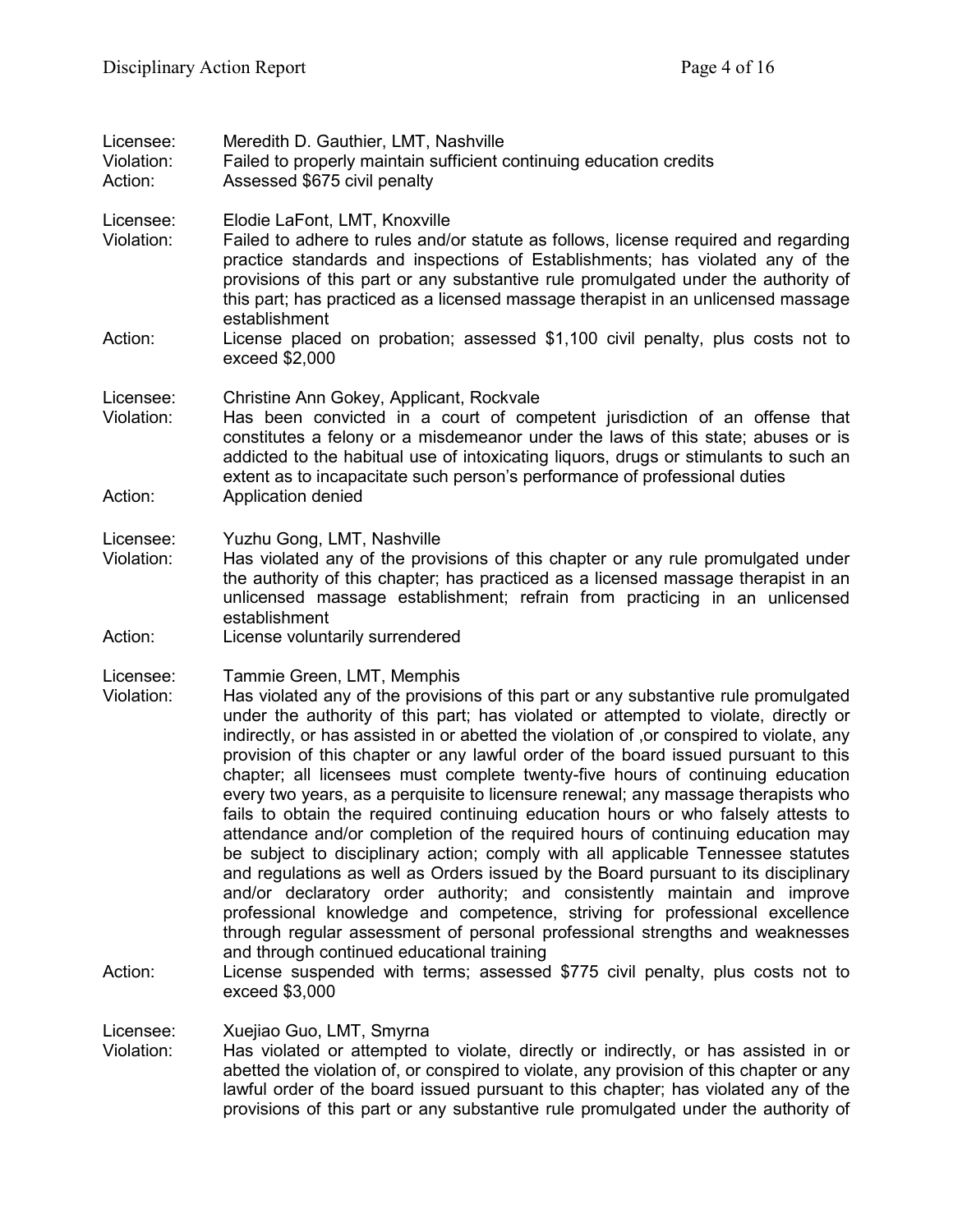Licensee: Meredith D. Gauthier, LMT, Nashville
Violation: Failed to properly maintain sufficient continuing education credits
Action: Assessed $675 civil penalty

Licensee: Elodie LaFont, LMT, Knoxville
Violation: Failed to adhere to rules and/or statute as follows, license required and regarding practice standards and inspections of Establishments; has violated any of the provisions of this part or any substantive rule promulgated under the authority of this part; has practiced as a licensed massage therapist in an unlicensed massage establishment
Action: License placed on probation; assessed $1,100 civil penalty, plus costs not to exceed $2,000

Licensee: Christine Ann Gokey, Applicant, Rockvale
Violation: Has been convicted in a court of competent jurisdiction of an offense that constitutes a felony or a misdemeanor under the laws of this state; abuses or is addicted to the habitual use of intoxicating liquors, drugs or stimulants to such an extent as to incapacitate such person's performance of professional duties
Action: Application denied

Licensee: Yuzhu Gong, LMT, Nashville
Violation: Has violated any of the provisions of this chapter or any rule promulgated under the authority of this chapter; has practiced as a licensed massage therapist in an unlicensed massage establishment; refrain from practicing in an unlicensed establishment
Action: License voluntarily surrendered

Licensee: Tammie Green, LMT, Memphis
Violation: Has violated any of the provisions of this part or any substantive rule promulgated under the authority of this part; has violated or attempted to violate, directly or indirectly, or has assisted in or abetted the violation of ,or conspired to violate, any provision of this chapter or any lawful order of the board issued pursuant to this chapter; all licensees must complete twenty-five hours of continuing education every two years, as a perquisite to licensure renewal; any massage therapists who fails to obtain the required continuing education hours or who falsely attests to attendance and/or completion of the required hours of continuing education may be subject to disciplinary action; comply with all applicable Tennessee statutes and regulations as well as Orders issued by the Board pursuant to its disciplinary and/or declaratory order authority; and consistently maintain and improve professional knowledge and competence, striving for professional excellence through regular assessment of personal professional strengths and weaknesses and through continued educational training
Action: License suspended with terms; assessed $775 civil penalty, plus costs not to exceed $3,000

Licensee: Xuejiao Guo, LMT, Smyrna
Violation: Has violated or attempted to violate, directly or indirectly, or has assisted in or abetted the violation of, or conspired to violate, any provision of this chapter or any lawful order of the board issued pursuant to this chapter; has violated any of the provisions of this part or any substantive rule promulgated under the authority of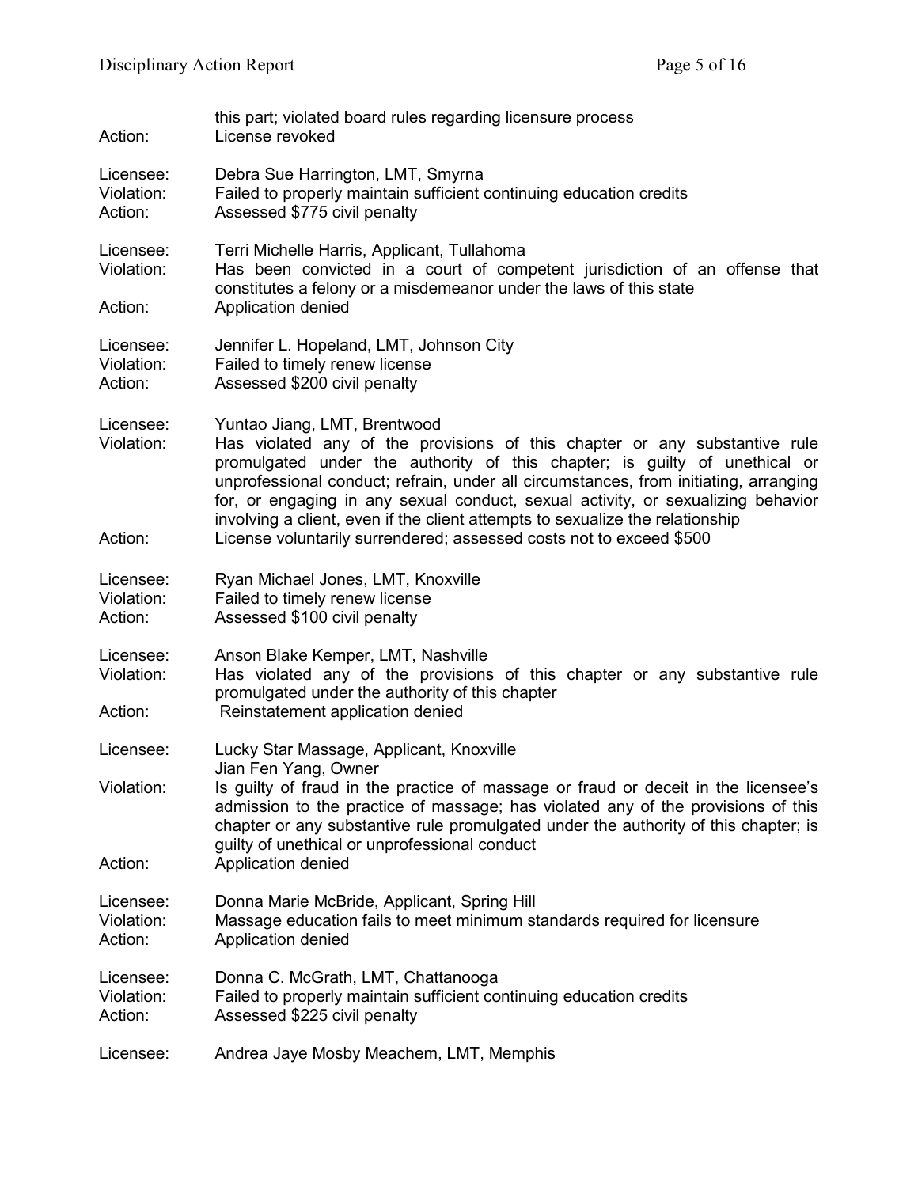this part; violated board rules regarding licensure process
Action: License revoked

Licensee: Debra Sue Harrington, LMT, Smyrna
Violation: Failed to properly maintain sufficient continuing education credits
Action: Assessed $775 civil penalty

Licensee: Terri Michelle Harris, Applicant, Tullahoma
Violation: Has been convicted in a court of competent jurisdiction of an offense that constitutes a felony or a misdemeanor under the laws of this state
Action: Application denied

Licensee: Jennifer L. Hopeland, LMT, Johnson City
Violation: Failed to timely renew license
Action: Assessed $200 civil penalty

Licensee: Yuntao Jiang, LMT, Brentwood
Violation: Has violated any of the provisions of this chapter or any substantive rule promulgated under the authority of this chapter; is guilty of unethical or unprofessional conduct; refrain, under all circumstances, from initiating, arranging for, or engaging in any sexual conduct, sexual activity, or sexualizing behavior involving a client, even if the client attempts to sexualize the relationship
Action: License voluntarily surrendered; assessed costs not to exceed $500

Licensee: Ryan Michael Jones, LMT, Knoxville
Violation: Failed to timely renew license
Action: Assessed $100 civil penalty

Licensee: Anson Blake Kemper, LMT, Nashville
Violation: Has violated any of the provisions of this chapter or any substantive rule promulgated under the authority of this chapter
Action: Reinstatement application denied

Licensee: Lucky Star Massage, Applicant, Knoxville
Jian Fen Yang, Owner
Violation: Is guilty of fraud in the practice of massage or fraud or deceit in the licensee's admission to the practice of massage; has violated any of the provisions of this chapter or any substantive rule promulgated under the authority of this chapter; is guilty of unethical or unprofessional conduct
Action: Application denied

Licensee: Donna Marie McBride, Applicant, Spring Hill
Violation: Massage education fails to meet minimum standards required for licensure
Action: Application denied

Licensee: Donna C. McGrath, LMT, Chattanooga
Violation: Failed to properly maintain sufficient continuing education credits
Action: Assessed $225 civil penalty

Licensee: Andrea Jaye Mosby Meachem, LMT, Memphis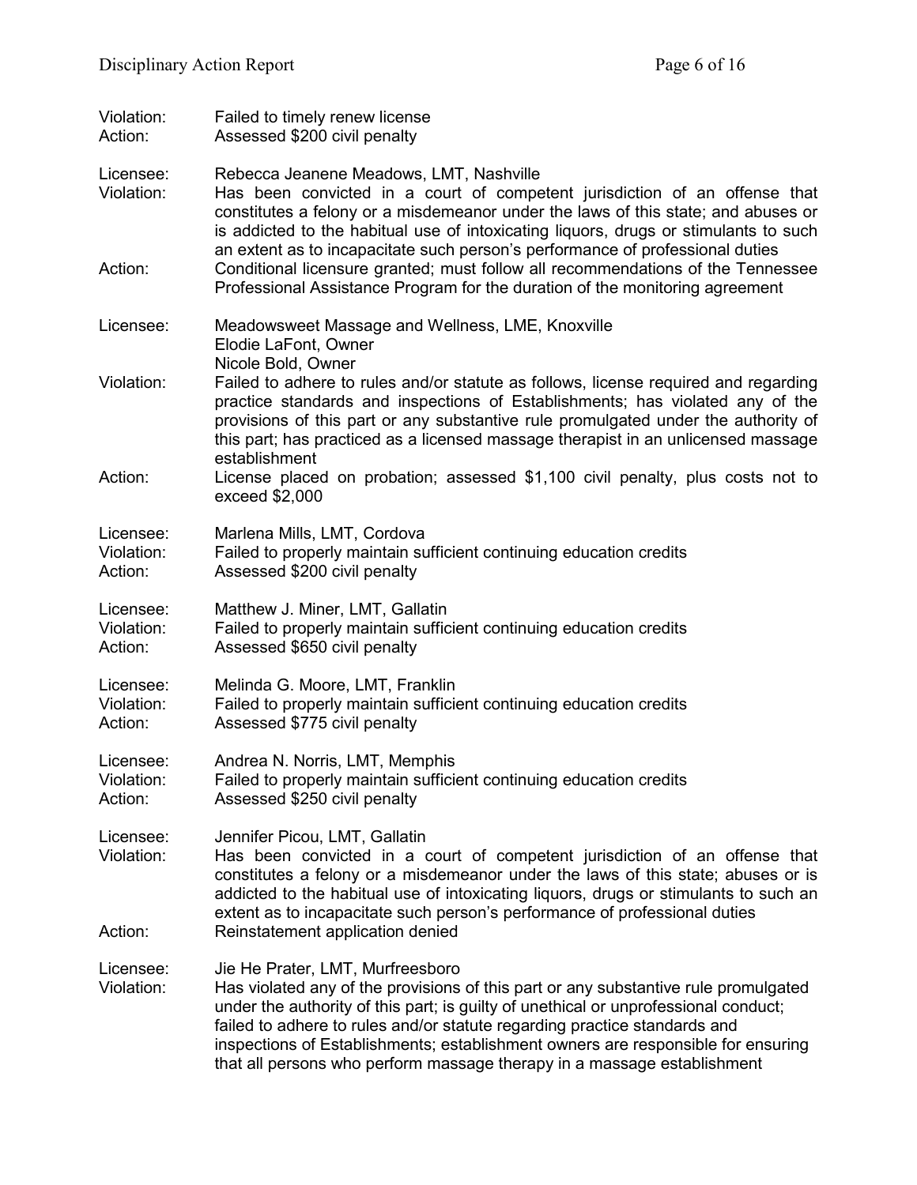Violation: Failed to timely renew license
Action: Assessed $200 civil penalty

Licensee: Rebecca Jeanene Meadows, LMT, Nashville
Violation: Has been convicted in a court of competent jurisdiction of an offense that constitutes a felony or a misdemeanor under the laws of this state; and abuses or is addicted to the habitual use of intoxicating liquors, drugs or stimulants to such an extent as to incapacitate such person's performance of professional duties
Action: Conditional licensure granted; must follow all recommendations of the Tennessee Professional Assistance Program for the duration of the monitoring agreement

Licensee: Meadowsweet Massage and Wellness, LME, Knoxville
Elodie LaFont, Owner
Nicole Bold, Owner
Violation: Failed to adhere to rules and/or statute as follows, license required and regarding practice standards and inspections of Establishments; has violated any of the provisions of this part or any substantive rule promulgated under the authority of this part; has practiced as a licensed massage therapist in an unlicensed massage establishment
Action: License placed on probation; assessed $1,100 civil penalty, plus costs not to exceed $2,000

Licensee: Marlena Mills, LMT, Cordova
Violation: Failed to properly maintain sufficient continuing education credits
Action: Assessed $200 civil penalty

Licensee: Matthew J. Miner, LMT, Gallatin
Violation: Failed to properly maintain sufficient continuing education credits
Action: Assessed $650 civil penalty

Licensee: Melinda G. Moore, LMT, Franklin
Violation: Failed to properly maintain sufficient continuing education credits
Action: Assessed $775 civil penalty

Licensee: Andrea N. Norris, LMT, Memphis
Violation: Failed to properly maintain sufficient continuing education credits
Action: Assessed $250 civil penalty

Licensee: Jennifer Picou, LMT, Gallatin
Violation: Has been convicted in a court of competent jurisdiction of an offense that constitutes a felony or a misdemeanor under the laws of this state; abuses or is addicted to the habitual use of intoxicating liquors, drugs or stimulants to such an extent as to incapacitate such person's performance of professional duties
Action: Reinstatement application denied

Licensee: Jie He Prater, LMT, Murfreesboro
Violation: Has violated any of the provisions of this part or any substantive rule promulgated under the authority of this part; is guilty of unethical or unprofessional conduct; failed to adhere to rules and/or statute regarding practice standards and inspections of Establishments; establishment owners are responsible for ensuring that all persons who perform massage therapy in a massage establishment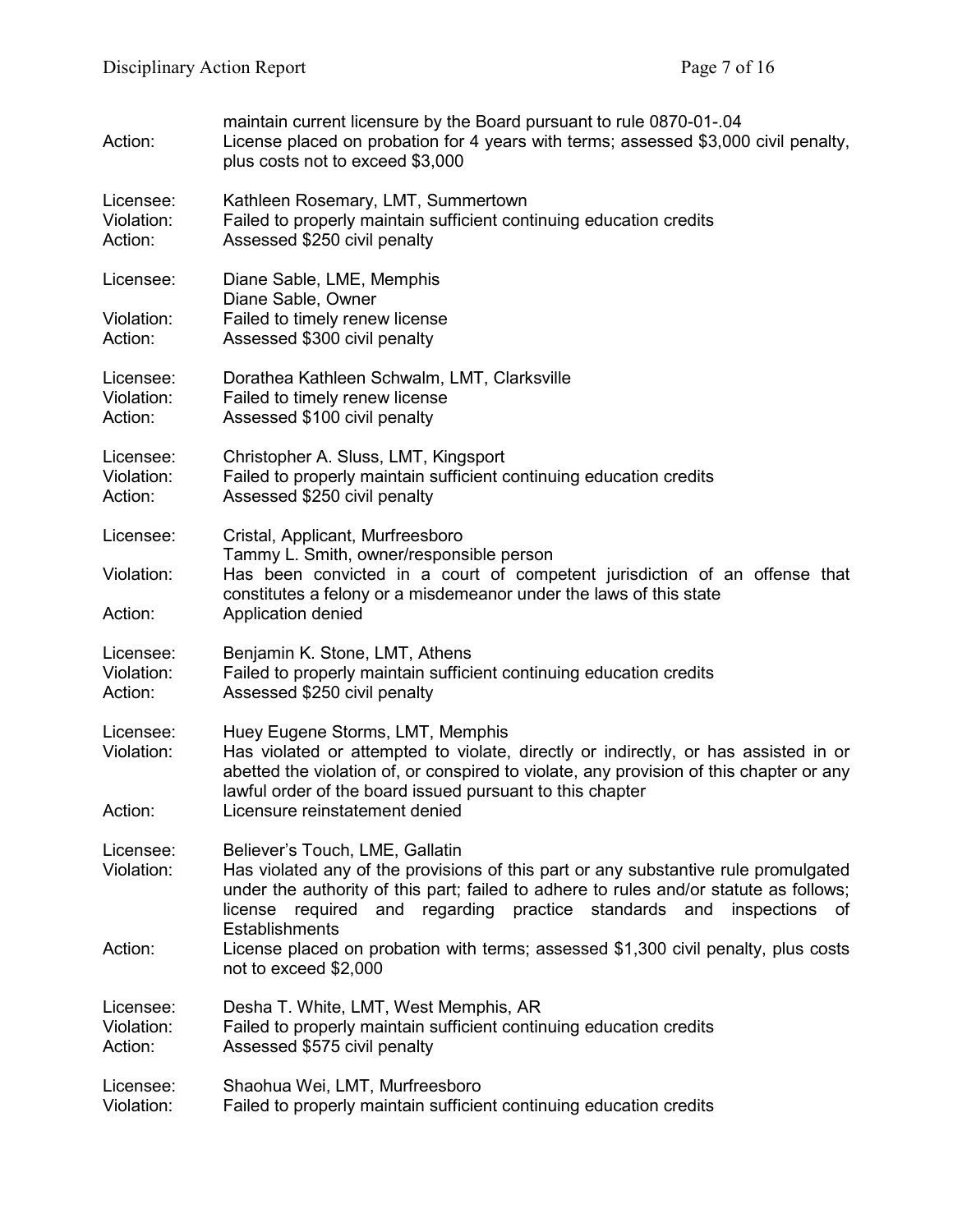| | |
|---|---|
| | maintain current licensure by the Board pursuant to rule 0870-01-.04 |
| Action: | License placed on probation for 4 years with terms; assessed $3,000 civil penalty, plus costs not to exceed $3,000 |

| | |
|---|---|
| Licensee: | Kathleen Rosemary, LMT, Summertown |
| Violation: | Failed to properly maintain sufficient continuing education credits |
| Action: | Assessed $250 civil penalty |

| | |
|---|---|
| Licensee: | Diane Sable, LME, Memphis<br>Diane Sable, Owner |
| Violation: | Failed to timely renew license |
| Action: | Assessed $300 civil penalty |

| | |
|---|---|
| Licensee: | Dorathea Kathleen Schwalm, LMT, Clarksville |
| Violation: | Failed to timely renew license |
| Action: | Assessed $100 civil penalty |

| | |
|---|---|
| Licensee: | Christopher A. Sluss, LMT, Kingsport |
| Violation: | Failed to properly maintain sufficient continuing education credits |
| Action: | Assessed $250 civil penalty |

| | |
|---|---|
| Licensee: | Cristal, Applicant, Murfreesboro<br>Tammy L. Smith, owner/responsible person |
| Violation: | Has been convicted in a court of competent jurisdiction of an offense that constitutes a felony or a misdemeanor under the laws of this state |
| Action: | Application denied |

| | |
|---|---|
| Licensee: | Benjamin K. Stone, LMT, Athens |
| Violation: | Failed to properly maintain sufficient continuing education credits |
| Action: | Assessed $250 civil penalty |

| | |
|---|---|
| Licensee: | Huey Eugene Storms, LMT, Memphis |
| Violation: | Has violated or attempted to violate, directly or indirectly, or has assisted in or abetted the violation of, or conspired to violate, any provision of this chapter or any lawful order of the board issued pursuant to this chapter |
| Action: | Licensure reinstatement denied |

| | |
|---|---|
| Licensee: | Believer's Touch, LME, Gallatin |
| Violation: | Has violated any of the provisions of this part or any substantive rule promulgated under the authority of this part; failed to adhere to rules and/or statute as follows; license required and regarding practice standards and inspections of Establishments |
| Action: | License placed on probation with terms; assessed $1,300 civil penalty, plus costs not to exceed $2,000 |

| | |
|---|---|
| Licensee: | Desha T. White, LMT, West Memphis, AR |
| Violation: | Failed to properly maintain sufficient continuing education credits |
| Action: | Assessed $575 civil penalty |

| | |
|---|---|
| Licensee: | Shaohua Wei, LMT, Murfreesboro |
| Violation: | Failed to properly maintain sufficient continuing education credits |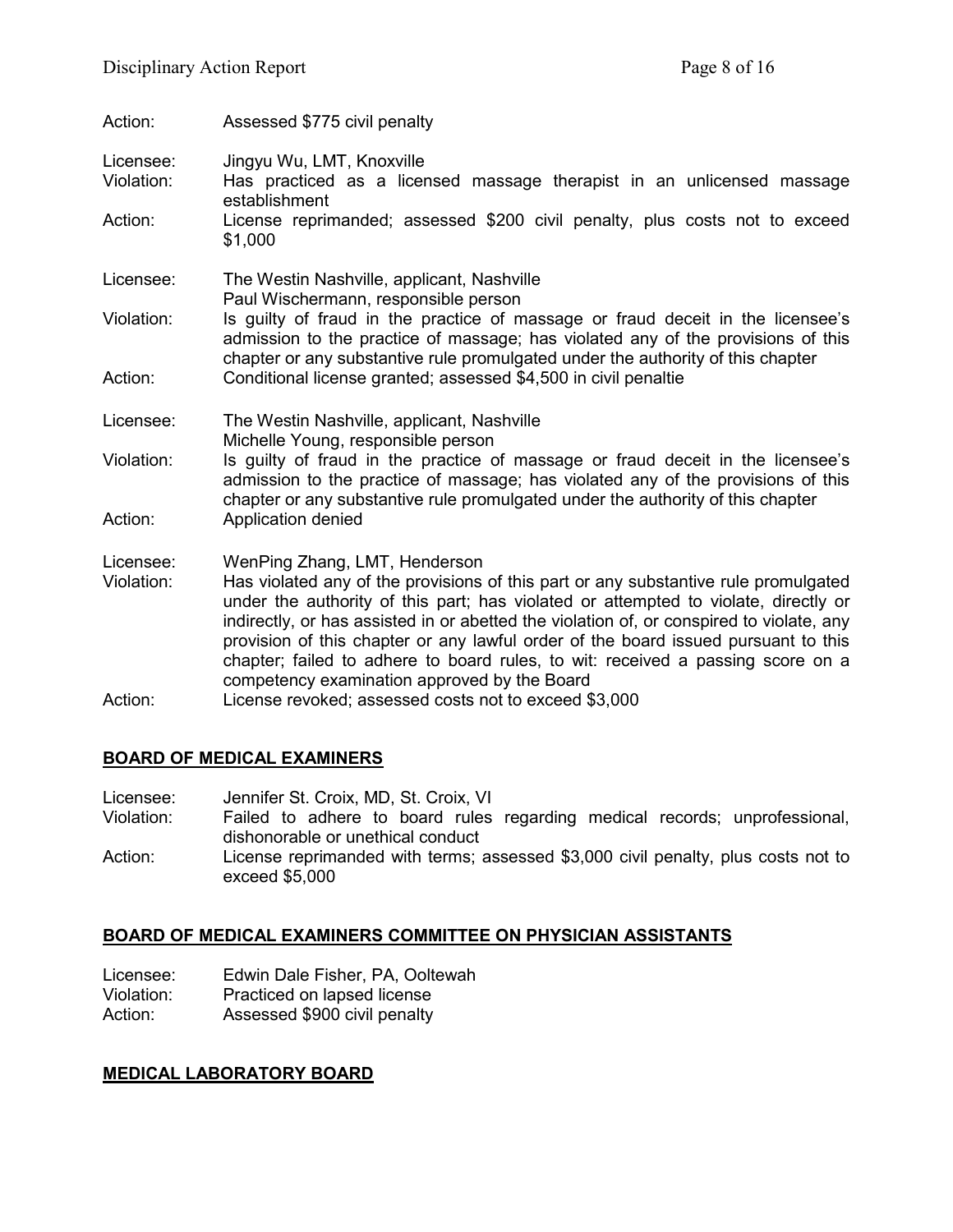Action: Assessed $775 civil penalty

Licensee: Jingyu Wu, LMT, Knoxville
Violation: Has practiced as a licensed massage therapist in an unlicensed massage establishment
Action: License reprimanded; assessed $200 civil penalty, plus costs not to exceed $1,000

Licensee: The Westin Nashville, applicant, Nashville
Paul Wischermann, responsible person
Violation: Is guilty of fraud in the practice of massage or fraud deceit in the licensee's admission to the practice of massage; has violated any of the provisions of this chapter or any substantive rule promulgated under the authority of this chapter
Action: Conditional license granted; assessed $4,500 in civil penaltie

Licensee: The Westin Nashville, applicant, Nashville
Michelle Young, responsible person
Violation: Is guilty of fraud in the practice of massage or fraud deceit in the licensee's admission to the practice of massage; has violated any of the provisions of this chapter or any substantive rule promulgated under the authority of this chapter
Action: Application denied

Licensee: WenPing Zhang, LMT, Henderson
Violation: Has violated any of the provisions of this part or any substantive rule promulgated under the authority of this part; has violated or attempted to violate, directly or indirectly, or has assisted in or abetted the violation of, or conspired to violate, any provision of this chapter or any lawful order of the board issued pursuant to this chapter; failed to adhere to board rules, to wit: received a passing score on a competency examination approved by the Board
Action: License revoked; assessed costs not to exceed $3,000

## BOARD OF MEDICAL EXAMINERS

Licensee: Jennifer St. Croix, MD, St. Croix, VI
Violation: Failed to adhere to board rules regarding medical records; unprofessional, dishonorable or unethical conduct
Action: License reprimanded with terms; assessed $3,000 civil penalty, plus costs not to exceed $5,000

## BOARD OF MEDICAL EXAMINERS COMMITTEE ON PHYSICIAN ASSISTANTS

Licensee: Edwin Dale Fisher, PA, Ooltewah
Violation: Practiced on lapsed license
Action: Assessed $900 civil penalty

## MEDICAL LABORATORY BOARD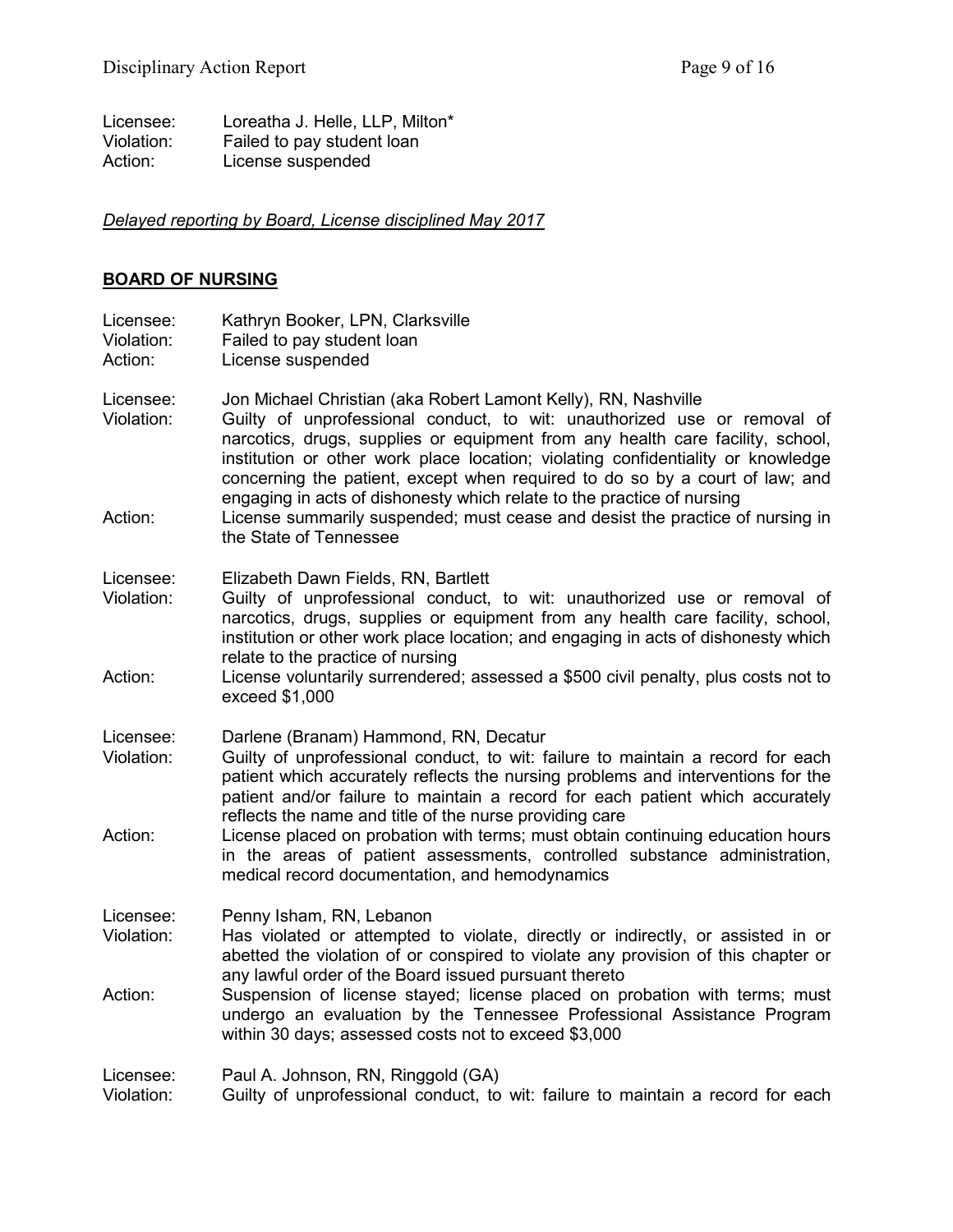Licensee: Loreatha J. Helle, LLP, Milton*
Violation: Failed to pay student loan
Action: License suspended

*<u>Delayed reporting by Board, License disciplined May 2017</u>*

## <u>BOARD OF NURSING</u>

Licensee: Kathryn Booker, LPN, Clarksville
Violation: Failed to pay student loan
Action: License suspended

Licensee: Jon Michael Christian (aka Robert Lamont Kelly), RN, Nashville
Violation: Guilty of unprofessional conduct, to wit: unauthorized use or removal of narcotics, drugs, supplies or equipment from any health care facility, school, institution or other work place location; violating confidentiality or knowledge concerning the patient, except when required to do so by a court of law; and engaging in acts of dishonesty which relate to the practice of nursing
Action: License summarily suspended; must cease and desist the practice of nursing in the State of Tennessee

Licensee: Elizabeth Dawn Fields, RN, Bartlett
Violation: Guilty of unprofessional conduct, to wit: unauthorized use or removal of narcotics, drugs, supplies or equipment from any health care facility, school, institution or other work place location; and engaging in acts of dishonesty which relate to the practice of nursing
Action: License voluntarily surrendered; assessed a $500 civil penalty, plus costs not to exceed $1,000

Licensee: Darlene (Branam) Hammond, RN, Decatur
Violation: Guilty of unprofessional conduct, to wit: failure to maintain a record for each patient which accurately reflects the nursing problems and interventions for the patient and/or failure to maintain a record for each patient which accurately reflects the name and title of the nurse providing care
Action: License placed on probation with terms; must obtain continuing education hours in the areas of patient assessments, controlled substance administration, medical record documentation, and hemodynamics

Licensee: Penny Isham, RN, Lebanon
Violation: Has violated or attempted to violate, directly or indirectly, or assisted in or abetted the violation of or conspired to violate any provision of this chapter or any lawful order of the Board issued pursuant thereto
Action: Suspension of license stayed; license placed on probation with terms; must undergo an evaluation by the Tennessee Professional Assistance Program within 30 days; assessed costs not to exceed $3,000

Licensee: Paul A. Johnson, RN, Ringgold (GA)
Violation: Guilty of unprofessional conduct, to wit: failure to maintain a record for each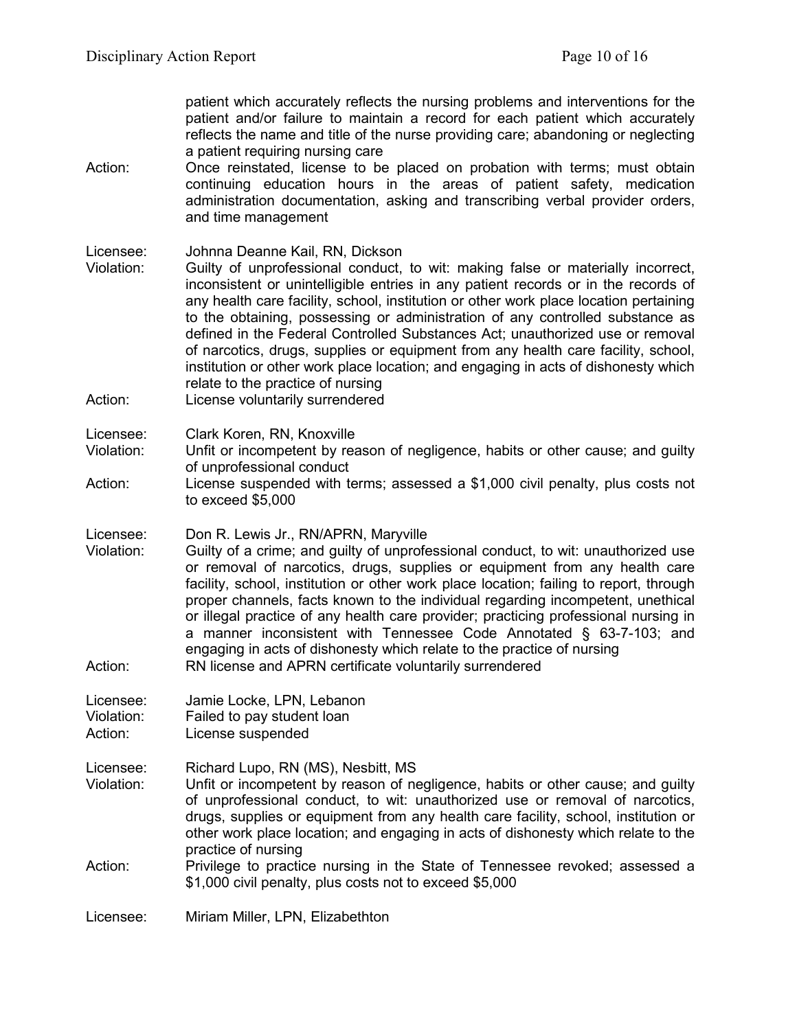patient which accurately reflects the nursing problems and interventions for the patient and/or failure to maintain a record for each patient which accurately reflects the name and title of the nurse providing care; abandoning or neglecting a patient requiring nursing care

Action: Once reinstated, license to be placed on probation with terms; must obtain continuing education hours in the areas of patient safety, medication administration documentation, asking and transcribing verbal provider orders, and time management

Licensee: Johnna Deanne Kail, RN, Dickson

Violation: Guilty of unprofessional conduct, to wit: making false or materially incorrect, inconsistent or unintelligible entries in any patient records or in the records of any health care facility, school, institution or other work place location pertaining to the obtaining, possessing or administration of any controlled substance as defined in the Federal Controlled Substances Act; unauthorized use or removal of narcotics, drugs, supplies or equipment from any health care facility, school, institution or other work place location; and engaging in acts of dishonesty which relate to the practice of nursing

Action: License voluntarily surrendered

Licensee: Clark Koren, RN, Knoxville

Violation: Unfit or incompetent by reason of negligence, habits or other cause; and guilty of unprofessional conduct

Action: License suspended with terms; assessed a $1,000 civil penalty, plus costs not to exceed $5,000

Licensee: Don R. Lewis Jr., RN/APRN, Maryville

Violation: Guilty of a crime; and guilty of unprofessional conduct, to wit: unauthorized use or removal of narcotics, drugs, supplies or equipment from any health care facility, school, institution or other work place location; failing to report, through proper channels, facts known to the individual regarding incompetent, unethical or illegal practice of any health care provider; practicing professional nursing in a manner inconsistent with Tennessee Code Annotated § 63-7-103; and engaging in acts of dishonesty which relate to the practice of nursing

Action: RN license and APRN certificate voluntarily surrendered

Licensee: Jamie Locke, LPN, Lebanon

Violation: Failed to pay student loan

Action: License suspended

Licensee: Richard Lupo, RN (MS), Nesbitt, MS

Violation: Unfit or incompetent by reason of negligence, habits or other cause; and guilty of unprofessional conduct, to wit: unauthorized use or removal of narcotics, drugs, supplies or equipment from any health care facility, school, institution or other work place location; and engaging in acts of dishonesty which relate to the practice of nursing

Action: Privilege to practice nursing in the State of Tennessee revoked; assessed a $1,000 civil penalty, plus costs not to exceed $5,000

Licensee: Miriam Miller, LPN, Elizabethton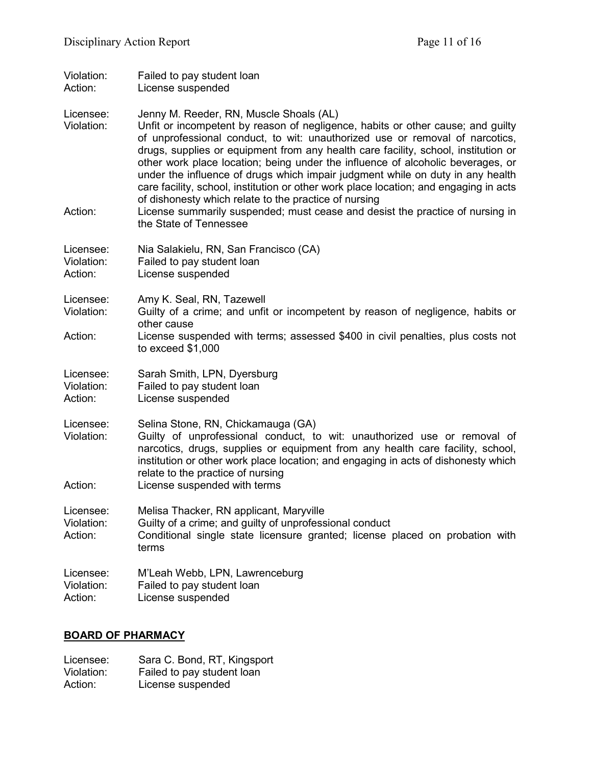Violation: Failed to pay student loan
Action: License suspended

Licensee: Jenny M. Reeder, RN, Muscle Shoals (AL)
Violation: Unfit or incompetent by reason of negligence, habits or other cause; and guilty of unprofessional conduct, to wit: unauthorized use or removal of narcotics, drugs, supplies or equipment from any health care facility, school, institution or other work place location; being under the influence of alcoholic beverages, or under the influence of drugs which impair judgment while on duty in any health care facility, school, institution or other work place location; and engaging in acts of dishonesty which relate to the practice of nursing
Action: License summarily suspended; must cease and desist the practice of nursing in the State of Tennessee

Licensee: Nia Salakielu, RN, San Francisco (CA)
Violation: Failed to pay student loan
Action: License suspended

Licensee: Amy K. Seal, RN, Tazewell
Violation: Guilty of a crime; and unfit or incompetent by reason of negligence, habits or other cause
Action: License suspended with terms; assessed $400 in civil penalties, plus costs not to exceed $1,000

Licensee: Sarah Smith, LPN, Dyersburg
Violation: Failed to pay student loan
Action: License suspended

Licensee: Selina Stone, RN, Chickamauga (GA)
Violation: Guilty of unprofessional conduct, to wit: unauthorized use or removal of narcotics, drugs, supplies or equipment from any health care facility, school, institution or other work place location; and engaging in acts of dishonesty which relate to the practice of nursing
Action: License suspended with terms

Licensee: Melisa Thacker, RN applicant, Maryville
Violation: Guilty of a crime; and guilty of unprofessional conduct
Action: Conditional single state licensure granted; license placed on probation with terms

Licensee: M'Leah Webb, LPN, Lawrenceburg
Violation: Failed to pay student loan
Action: License suspended

## BOARD OF PHARMACY

Licensee: Sara C. Bond, RT, Kingsport
Violation: Failed to pay student loan
Action: License suspended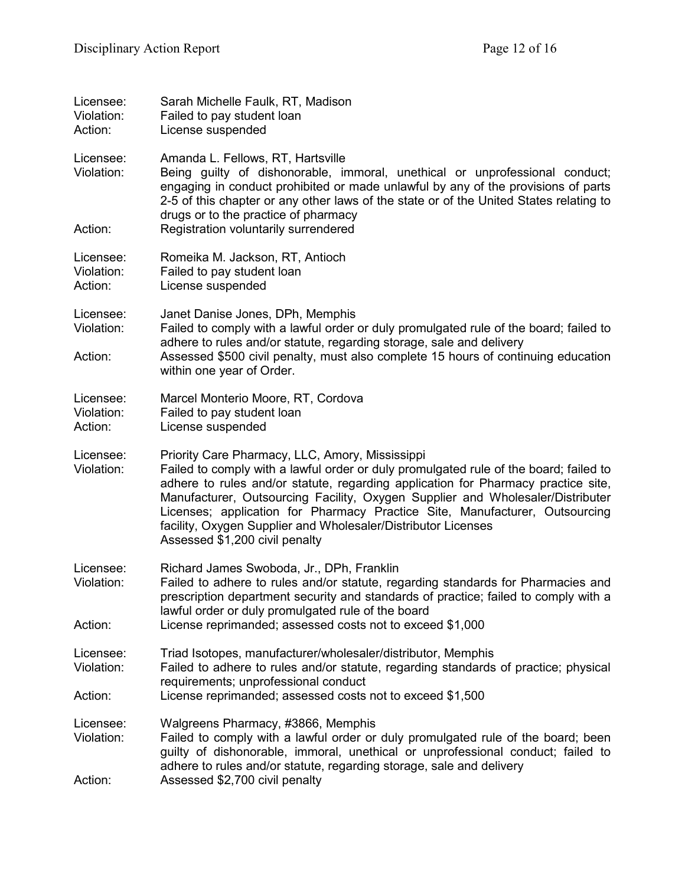Licensee: Sarah Michelle Faulk, RT, Madison
Violation: Failed to pay student loan
Action: License suspended

Licensee: Amanda L. Fellows, RT, Hartsville
Violation: Being guilty of dishonorable, immoral, unethical or unprofessional conduct; engaging in conduct prohibited or made unlawful by any of the provisions of parts 2-5 of this chapter or any other laws of the state or of the United States relating to drugs or to the practice of pharmacy
Action: Registration voluntarily surrendered

Licensee: Romeika M. Jackson, RT, Antioch
Violation: Failed to pay student loan
Action: License suspended

Licensee: Janet Danise Jones, DPh, Memphis
Violation: Failed to comply with a lawful order or duly promulgated rule of the board; failed to adhere to rules and/or statute, regarding storage, sale and delivery
Action: Assessed $500 civil penalty, must also complete 15 hours of continuing education within one year of Order.

Licensee: Marcel Monterio Moore, RT, Cordova
Violation: Failed to pay student loan
Action: License suspended

Licensee: Priority Care Pharmacy, LLC, Amory, Mississippi
Violation: Failed to comply with a lawful order or duly promulgated rule of the board; failed to adhere to rules and/or statute, regarding application for Pharmacy practice site, Manufacturer, Outsourcing Facility, Oxygen Supplier and Wholesaler/Distributer Licenses; application for Pharmacy Practice Site, Manufacturer, Outsourcing facility, Oxygen Supplier and Wholesaler/Distributor Licenses
Assessed $1,200 civil penalty

Licensee: Richard James Swoboda, Jr., DPh, Franklin
Violation: Failed to adhere to rules and/or statute, regarding standards for Pharmacies and prescription department security and standards of practice; failed to comply with a lawful order or duly promulgated rule of the board
Action: License reprimanded; assessed costs not to exceed $1,000

Licensee: Triad Isotopes, manufacturer/wholesaler/distributor, Memphis
Violation: Failed to adhere to rules and/or statute, regarding standards of practice; physical requirements; unprofessional conduct
Action: License reprimanded; assessed costs not to exceed $1,500

Licensee: Walgreens Pharmacy, #3866, Memphis
Violation: Failed to comply with a lawful order or duly promulgated rule of the board; been guilty of dishonorable, immoral, unethical or unprofessional conduct; failed to adhere to rules and/or statute, regarding storage, sale and delivery
Action: Assessed $2,700 civil penalty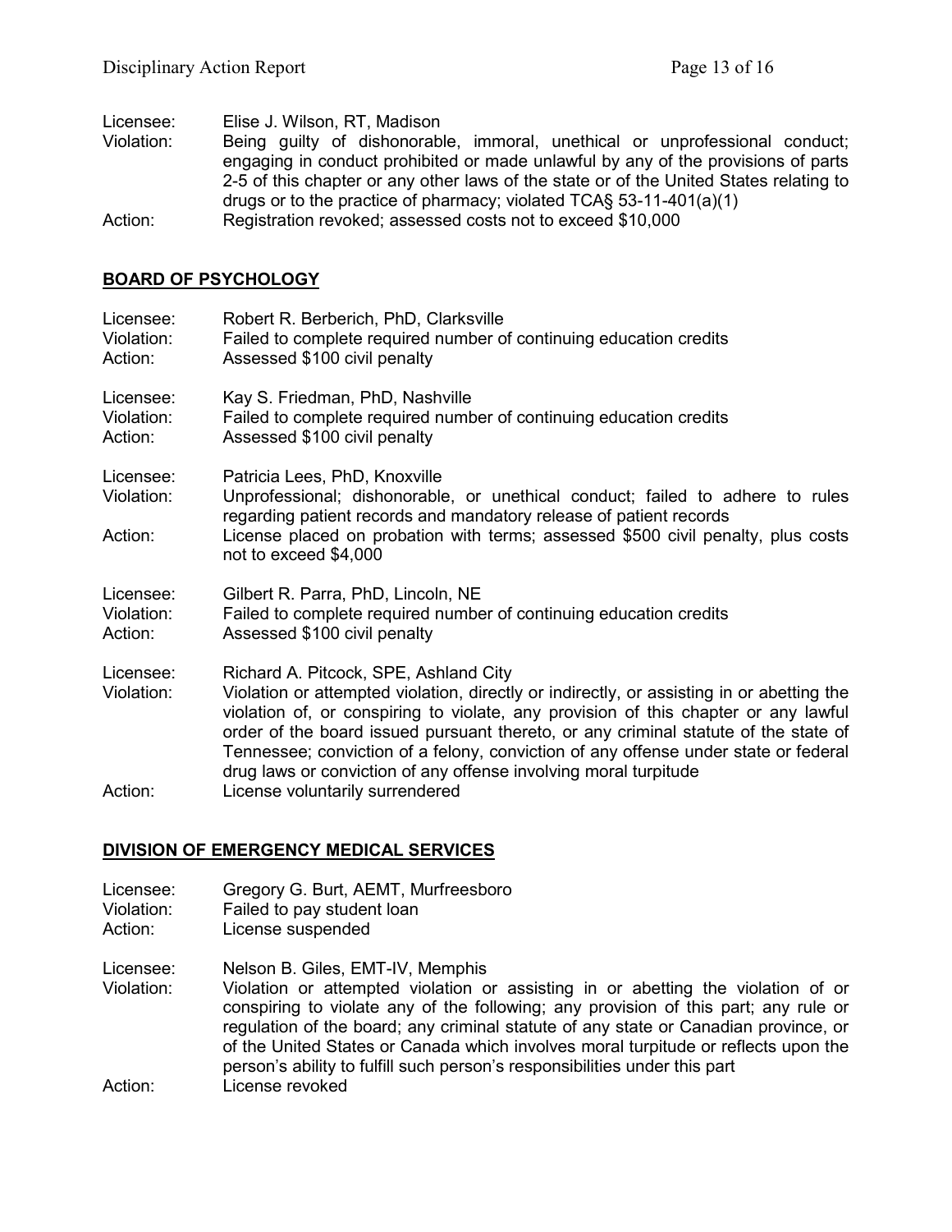Licensee: Elise J. Wilson, RT, Madison
Violation: Being guilty of dishonorable, immoral, unethical or unprofessional conduct; engaging in conduct prohibited or made unlawful by any of the provisions of parts 2-5 of this chapter or any other laws of the state or of the United States relating to drugs or to the practice of pharmacy; violated TCA§ 53-11-401(a)(1)
Action: Registration revoked; assessed costs not to exceed $10,000

## BOARD OF PSYCHOLOGY

Licensee: Robert R. Berberich, PhD, Clarksville
Violation: Failed to complete required number of continuing education credits
Action: Assessed $100 civil penalty

Licensee: Kay S. Friedman, PhD, Nashville
Violation: Failed to complete required number of continuing education credits
Action: Assessed $100 civil penalty

Licensee: Patricia Lees, PhD, Knoxville
Violation: Unprofessional; dishonorable, or unethical conduct; failed to adhere to rules regarding patient records and mandatory release of patient records
Action: License placed on probation with terms; assessed $500 civil penalty, plus costs not to exceed $4,000

Licensee: Gilbert R. Parra, PhD, Lincoln, NE
Violation: Failed to complete required number of continuing education credits
Action: Assessed $100 civil penalty

Licensee: Richard A. Pitcock, SPE, Ashland City
Violation: Violation or attempted violation, directly or indirectly, or assisting in or abetting the violation of, or conspiring to violate, any provision of this chapter or any lawful order of the board issued pursuant thereto, or any criminal statute of the state of Tennessee; conviction of a felony, conviction of any offense under state or federal drug laws or conviction of any offense involving moral turpitude
Action: License voluntarily surrendered

## DIVISION OF EMERGENCY MEDICAL SERVICES

Licensee: Gregory G. Burt, AEMT, Murfreesboro
Violation: Failed to pay student loan
Action: License suspended

Licensee: Nelson B. Giles, EMT-IV, Memphis
Violation: Violation or attempted violation or assisting in or abetting the violation of or conspiring to violate any of the following; any provision of this part; any rule or regulation of the board; any criminal statute of any state or Canadian province, or of the United States or Canada which involves moral turpitude or reflects upon the person's ability to fulfill such person's responsibilities under this part
Action: License revoked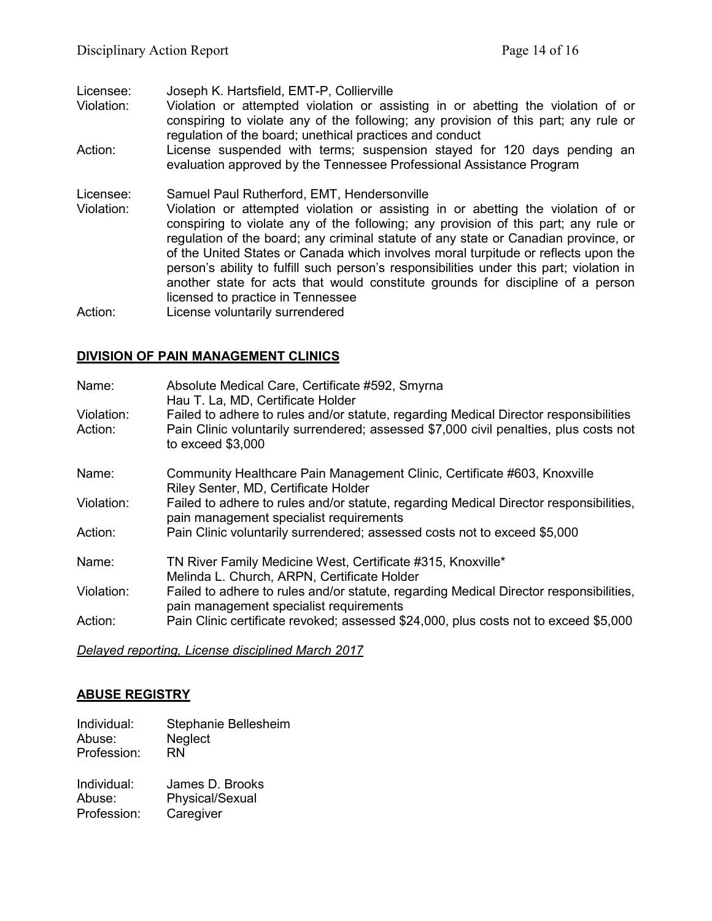Licensee: Joseph K. Hartsfield, EMT-P, Collierville
Violation: Violation or attempted violation or assisting in or abetting the violation of or conspiring to violate any of the following; any provision of this part; any rule or regulation of the board; unethical practices and conduct
Action: License suspended with terms; suspension stayed for 120 days pending an evaluation approved by the Tennessee Professional Assistance Program

Licensee: Samuel Paul Rutherford, EMT, Hendersonville
Violation: Violation or attempted violation or assisting in or abetting the violation of or conspiring to violate any of the following; any provision of this part; any rule or regulation of the board; any criminal statute of any state or Canadian province, or of the United States or Canada which involves moral turpitude or reflects upon the person's ability to fulfill such person's responsibilities under this part; violation in another state for acts that would constitute grounds for discipline of a person licensed to practice in Tennessee
Action: License voluntarily surrendered

## **DIVISION OF PAIN MANAGEMENT CLINICS**

Name: Absolute Medical Care, Certificate #592, Smyrna
Hau T. La, MD, Certificate Holder
Violation: Failed to adhere to rules and/or statute, regarding Medical Director responsibilities
Action: Pain Clinic voluntarily surrendered; assessed $7,000 civil penalties, plus costs not to exceed $3,000

Name: Community Healthcare Pain Management Clinic, Certificate #603, Knoxville
Riley Senter, MD, Certificate Holder
Violation: Failed to adhere to rules and/or statute, regarding Medical Director responsibilities, pain management specialist requirements
Action: Pain Clinic voluntarily surrendered; assessed costs not to exceed $5,000

Name: TN River Family Medicine West, Certificate #315, Knoxville*
Melinda L. Church, ARPN, Certificate Holder
Violation: Failed to adhere to rules and/or statute, regarding Medical Director responsibilities, pain management specialist requirements
Action: Pain Clinic certificate revoked; assessed $24,000, plus costs not to exceed $5,000

*Delayed reporting, License disciplined March 2017*

## **ABUSE REGISTRY**

Individual: Stephanie Bellesheim
Abuse: Neglect
Profession: RN

Individual: James D. Brooks
Abuse: Physical/Sexual
Profession: Caregiver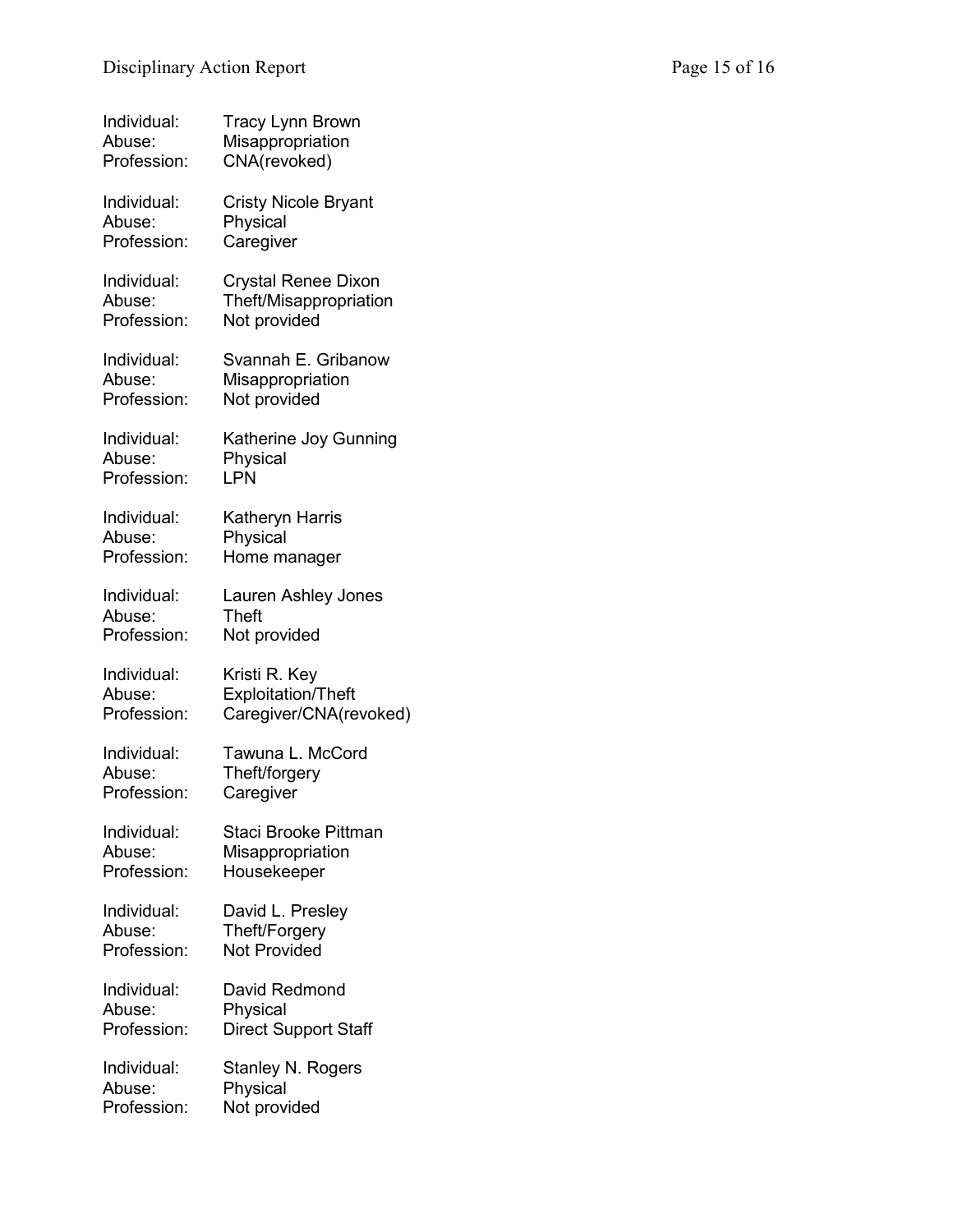Individual: Tracy Lynn Brown
Abuse: Misappropriation
Profession: CNA(revoked)

Individual: Cristy Nicole Bryant
Abuse: Physical
Profession: Caregiver

Individual: Crystal Renee Dixon
Abuse: Theft/Misappropriation
Profession: Not provided

Individual: Svannah E. Gribanow
Abuse: Misappropriation
Profession: Not provided

Individual: Katherine Joy Gunning
Abuse: Physical
Profession: LPN

Individual: Katheryn Harris
Abuse: Physical
Profession: Home manager

Individual: Lauren Ashley Jones
Abuse: Theft
Profession: Not provided

Individual: Kristi R. Key
Abuse: Exploitation/Theft
Profession: Caregiver/CNA(revoked)

Individual: Tawuna L. McCord
Abuse: Theft/forgery
Profession: Caregiver

Individual: Staci Brooke Pittman
Abuse: Misappropriation
Profession: Housekeeper

Individual: David L. Presley
Abuse: Theft/Forgery
Profession: Not Provided

Individual: David Redmond
Abuse: Physical
Profession: Direct Support Staff

Individual: Stanley N. Rogers
Abuse: Physical
Profession: Not provided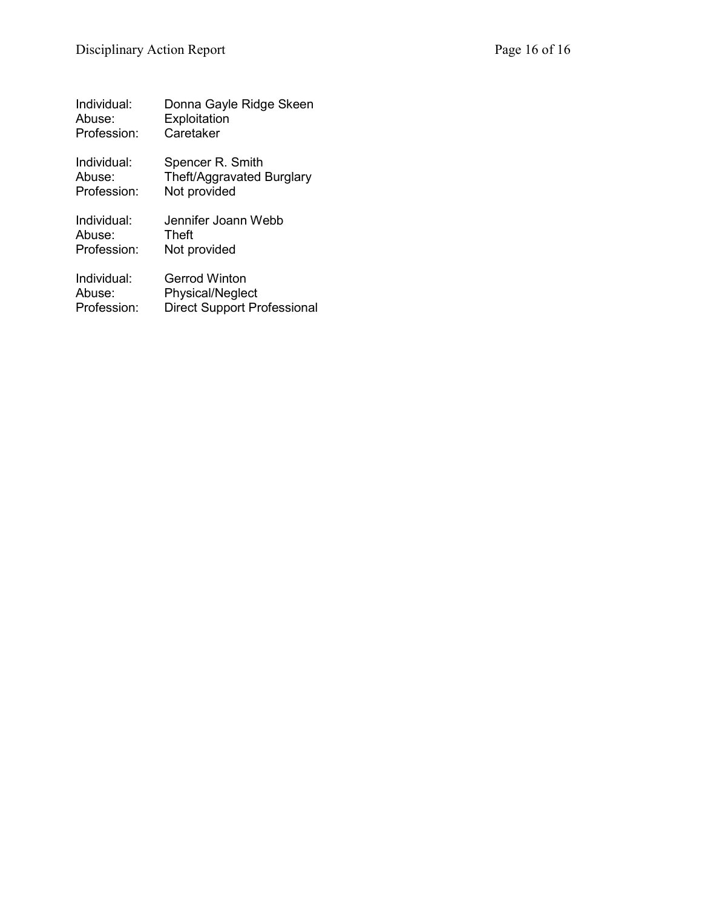Individual: Donna Gayle Ridge Skeen
Abuse: Exploitation
Profession: Caretaker

Individual: Spencer R. Smith
Abuse: Theft/Aggravated Burglary
Profession: Not provided

Individual: Jennifer Joann Webb
Abuse: Theft
Profession: Not provided

Individual: Gerrod Winton
Abuse: Physical/Neglect
Profession: Direct Support Professional